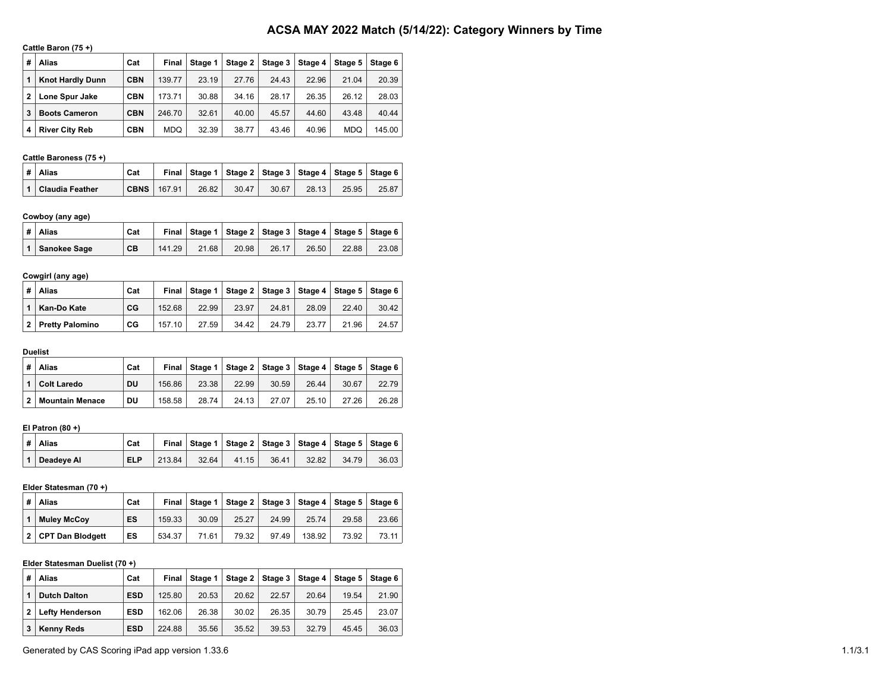# ACSA MAY 2022 Match (5/14/22): Category Winners by Time

**Cattle Baron (75 +)**

| # | Alias | Cat | Final | Stage 1 | Stage 2 | Stage 3 | Stage 4 | Stage 5 | Stage 6 |
|---|---|---|---|---|---|---|---|---|---|
| 1 | Knot Hardly Dunn | CBN | 139.77 | 23.19 | 27.76 | 24.43 | 22.96 | 21.04 | 20.39 |
| 2 | Lone Spur Jake | CBN | 173.71 | 30.88 | 34.16 | 28.17 | 26.35 | 26.12 | 28.03 |
| 3 | Boots Cameron | CBN | 246.70 | 32.61 | 40.00 | 45.57 | 44.60 | 43.48 | 40.44 |
| 4 | River City Reb | CBN | MDQ | 32.39 | 38.77 | 43.46 | 40.96 | MDQ | 145.00 |

**Cattle Baroness (75 +)**

| # | Alias | Cat | Final | Stage 1 | Stage 2 | Stage 3 | Stage 4 | Stage 5 | Stage 6 |
|---|---|---|---|---|---|---|---|---|---|
| 1 | Claudia Feather | CBNS | 167.91 | 26.82 | 30.47 | 30.67 | 28.13 | 25.95 | 25.87 |

**Cowboy (any age)**

| # | Alias | Cat | Final | Stage 1 | Stage 2 | Stage 3 | Stage 4 | Stage 5 | Stage 6 |
|---|---|---|---|---|---|---|---|---|---|
| 1 | Sanokee Sage | CB | 141.29 | 21.68 | 20.98 | 26.17 | 26.50 | 22.88 | 23.08 |

**Cowgirl (any age)**

| # | Alias | Cat | Final | Stage 1 | Stage 2 | Stage 3 | Stage 4 | Stage 5 | Stage 6 |
|---|---|---|---|---|---|---|---|---|---|
| 1 | Kan-Do Kate | CG | 152.68 | 22.99 | 23.97 | 24.81 | 28.09 | 22.40 | 30.42 |
| 2 | Pretty Palomino | CG | 157.10 | 27.59 | 34.42 | 24.79 | 23.77 | 21.96 | 24.57 |

**Duelist**

| # | Alias | Cat | Final | Stage 1 | Stage 2 | Stage 3 | Stage 4 | Stage 5 | Stage 6 |
|---|---|---|---|---|---|---|---|---|---|
| 1 | Colt Laredo | DU | 156.86 | 23.38 | 22.99 | 30.59 | 26.44 | 30.67 | 22.79 |
| 2 | Mountain Menace | DU | 158.58 | 28.74 | 24.13 | 27.07 | 25.10 | 27.26 | 26.28 |

**El Patron (80 +)**

| # | Alias | Cat | Final | Stage 1 | Stage 2 | Stage 3 | Stage 4 | Stage 5 | Stage 6 |
|---|---|---|---|---|---|---|---|---|---|
| 1 | Deadeye Al | ELP | 213.84 | 32.64 | 41.15 | 36.41 | 32.82 | 34.79 | 36.03 |

**Elder Statesman (70 +)**

| # | Alias | Cat | Final | Stage 1 | Stage 2 | Stage 3 | Stage 4 | Stage 5 | Stage 6 |
|---|---|---|---|---|---|---|---|---|---|
| 1 | Muley McCoy | ES | 159.33 | 30.09 | 25.27 | 24.99 | 25.74 | 29.58 | 23.66 |
| 2 | CPT Dan Blodgett | ES | 534.37 | 71.61 | 79.32 | 97.49 | 138.92 | 73.92 | 73.11 |

**Elder Statesman Duelist (70 +)**

| # | Alias | Cat | Final | Stage 1 | Stage 2 | Stage 3 | Stage 4 | Stage 5 | Stage 6 |
|---|---|---|---|---|---|---|---|---|---|
| 1 | Dutch Dalton | ESD | 125.80 | 20.53 | 20.62 | 22.57 | 20.64 | 19.54 | 21.90 |
| 2 | Lefty Henderson | ESD | 162.06 | 26.38 | 30.02 | 26.35 | 30.79 | 25.45 | 23.07 |
| 3 | Kenny Reds | ESD | 224.88 | 35.56 | 35.52 | 39.53 | 32.79 | 45.45 | 36.03 |

Generated by CAS Scoring iPad app version 1.33.6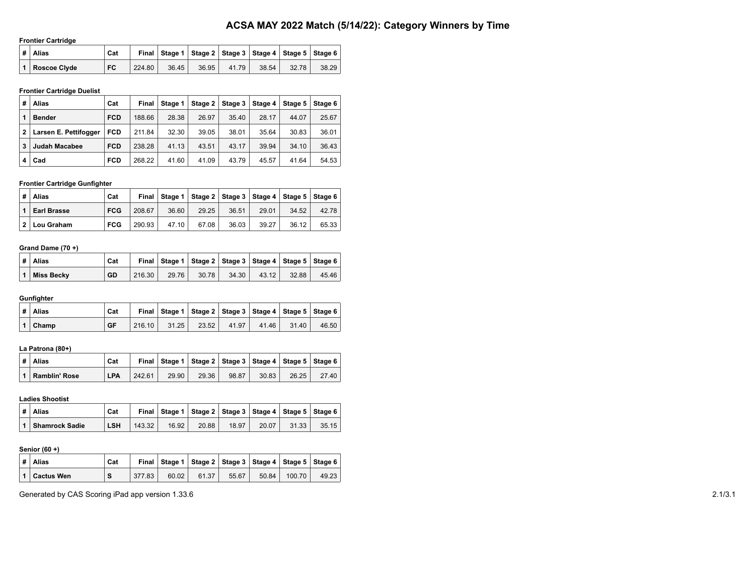# ACSA MAY 2022 Match (5/14/22): Category Winners by Time

**Frontier Cartridge**

| # | Alias | Cat | Final | Stage 1 | Stage 2 | Stage 3 | Stage 4 | Stage 5 | Stage 6 |
|---|---|---|---|---|---|---|---|---|---|
| 1 | **Roscoe Clyde** | **FC** | 224.80 | 36.45 | 36.95 | 41.79 | 38.54 | 32.78 | 38.29 |

**Frontier Cartridge Duelist**

| # | Alias | Cat | Final | Stage 1 | Stage 2 | Stage 3 | Stage 4 | Stage 5 | Stage 6 |
|---|---|---|---|---|---|---|---|---|---|
| 1 | **Bender** | **FCD** | 188.66 | 28.38 | 26.97 | 35.40 | 28.17 | 44.07 | 25.67 |
| 2 | **Larsen E. Pettifogger** | **FCD** | 211.84 | 32.30 | 39.05 | 38.01 | 35.64 | 30.83 | 36.01 |
| 3 | **Judah Macabee** | **FCD** | 238.28 | 41.13 | 43.51 | 43.17 | 39.94 | 34.10 | 36.43 |
| 4 | **Cad** | **FCD** | 268.22 | 41.60 | 41.09 | 43.79 | 45.57 | 41.64 | 54.53 |

**Frontier Cartridge Gunfighter**

| # | Alias | Cat | Final | Stage 1 | Stage 2 | Stage 3 | Stage 4 | Stage 5 | Stage 6 |
|---|---|---|---|---|---|---|---|---|---|
| 1 | **Earl Brasse** | **FCG** | 208.67 | 36.60 | 29.25 | 36.51 | 29.01 | 34.52 | 42.78 |
| 2 | **Lou Graham** | **FCG** | 290.93 | 47.10 | 67.08 | 36.03 | 39.27 | 36.12 | 65.33 |

**Grand Dame (70 +)**

| # | Alias | Cat | Final | Stage 1 | Stage 2 | Stage 3 | Stage 4 | Stage 5 | Stage 6 |
|---|---|---|---|---|---|---|---|---|---|
| 1 | **Miss Becky** | **GD** | 216.30 | 29.76 | 30.78 | 34.30 | 43.12 | 32.88 | 45.46 |

**Gunfighter**

| # | Alias | Cat | Final | Stage 1 | Stage 2 | Stage 3 | Stage 4 | Stage 5 | Stage 6 |
|---|---|---|---|---|---|---|---|---|---|
| 1 | **Champ** | **GF** | 216.10 | 31.25 | 23.52 | 41.97 | 41.46 | 31.40 | 46.50 |

**La Patrona (80+)**

| # | Alias | Cat | Final | Stage 1 | Stage 2 | Stage 3 | Stage 4 | Stage 5 | Stage 6 |
|---|---|---|---|---|---|---|---|---|---|
| 1 | **Ramblin' Rose** | **LPA** | 242.61 | 29.90 | 29.36 | 98.87 | 30.83 | 26.25 | 27.40 |

**Ladies Shootist**

| # | Alias | Cat | Final | Stage 1 | Stage 2 | Stage 3 | Stage 4 | Stage 5 | Stage 6 |
|---|---|---|---|---|---|---|---|---|---|
| 1 | **Shamrock Sadie** | **LSH** | 143.32 | 16.92 | 20.88 | 18.97 | 20.07 | 31.33 | 35.15 |

**Senior (60 +)**

| # | Alias | Cat | Final | Stage 1 | Stage 2 | Stage 3 | Stage 4 | Stage 5 | Stage 6 |
|---|---|---|---|---|---|---|---|---|---|
| 1 | **Cactus Wen** | **S** | 377.83 | 60.02 | 61.37 | 55.67 | 50.84 | 100.70 | 49.23 |

Generated by CAS Scoring iPad app version 1.33.6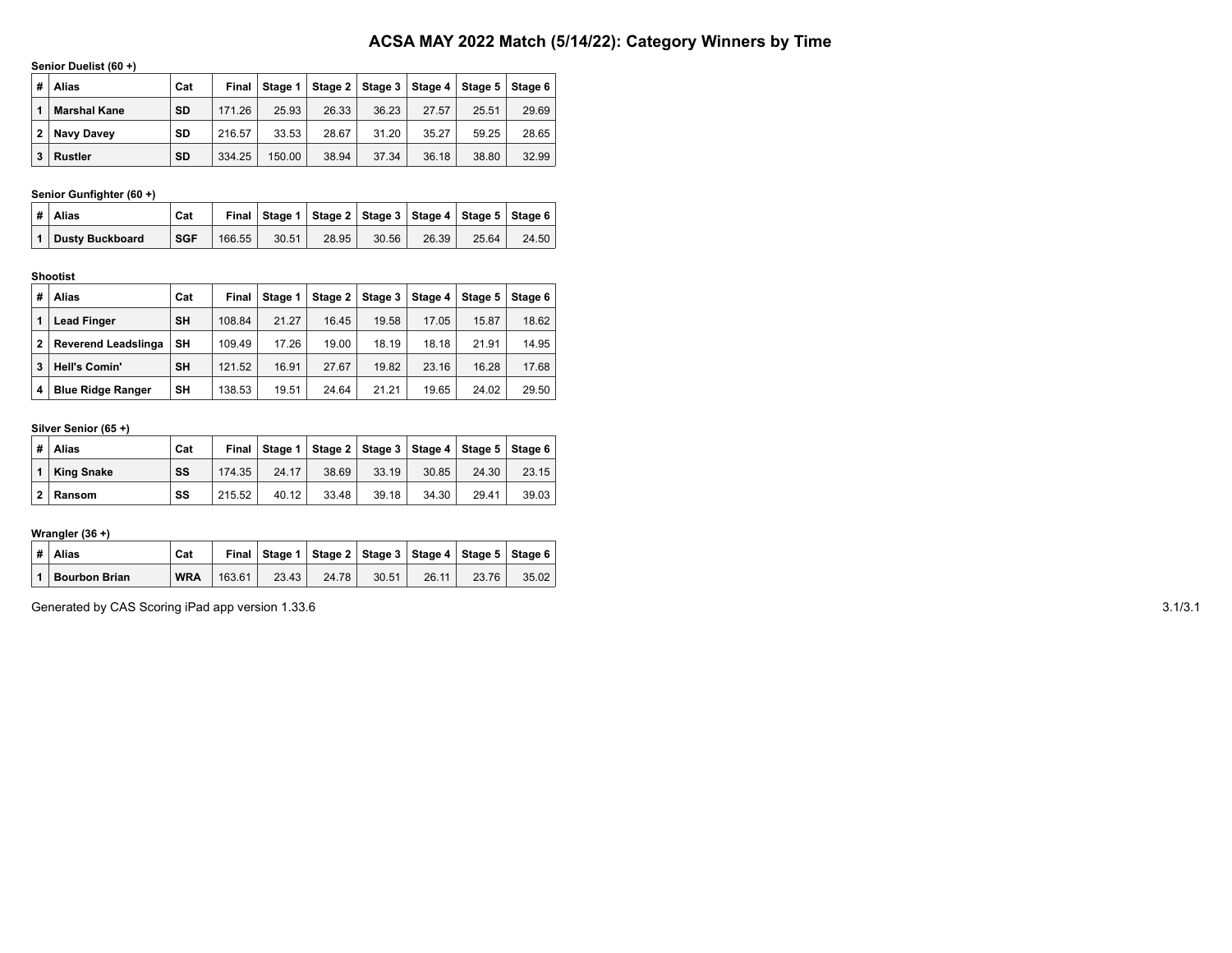# ACSA MAY 2022 Match (5/14/22): Category Winners by Time

**Senior Duelist (60 +)**

| # | Alias | Cat | Final | Stage 1 | Stage 2 | Stage 3 | Stage 4 | Stage 5 | Stage 6 |
|---|---|---|---|---|---|---|---|---|---|
| 1 | **Marshal Kane** | **SD** | 171.26 | 25.93 | 26.33 | 36.23 | 27.57 | 25.51 | 29.69 |
| 2 | **Navy Davey** | **SD** | 216.57 | 33.53 | 28.67 | 31.20 | 35.27 | 59.25 | 28.65 |
| 3 | **Rustler** | **SD** | 334.25 | 150.00 | 38.94 | 37.34 | 36.18 | 38.80 | 32.99 |

**Senior Gunfighter (60 +)**

| # | Alias | Cat | Final | Stage 1 | Stage 2 | Stage 3 | Stage 4 | Stage 5 | Stage 6 |
|---|---|---|---|---|---|---|---|---|---|
| 1 | **Dusty Buckboard** | **SGF** | 166.55 | 30.51 | 28.95 | 30.56 | 26.39 | 25.64 | 24.50 |

**Shootist**

| # | Alias | Cat | Final | Stage 1 | Stage 2 | Stage 3 | Stage 4 | Stage 5 | Stage 6 |
|---|---|---|---|---|---|---|---|---|---|
| 1 | **Lead Finger** | **SH** | 108.84 | 21.27 | 16.45 | 19.58 | 17.05 | 15.87 | 18.62 |
| 2 | **Reverend Leadslinga** | **SH** | 109.49 | 17.26 | 19.00 | 18.19 | 18.18 | 21.91 | 14.95 |
| 3 | **Hell's Comin'** | **SH** | 121.52 | 16.91 | 27.67 | 19.82 | 23.16 | 16.28 | 17.68 |
| 4 | **Blue Ridge Ranger** | **SH** | 138.53 | 19.51 | 24.64 | 21.21 | 19.65 | 24.02 | 29.50 |

**Silver Senior (65 +)**

| # | Alias | Cat | Final | Stage 1 | Stage 2 | Stage 3 | Stage 4 | Stage 5 | Stage 6 |
|---|---|---|---|---|---|---|---|---|---|
| 1 | **King Snake** | **SS** | 174.35 | 24.17 | 38.69 | 33.19 | 30.85 | 24.30 | 23.15 |
| 2 | **Ransom** | **SS** | 215.52 | 40.12 | 33.48 | 39.18 | 34.30 | 29.41 | 39.03 |

**Wrangler (36 +)**

| # | Alias | Cat | Final | Stage 1 | Stage 2 | Stage 3 | Stage 4 | Stage 5 | Stage 6 |
|---|---|---|---|---|---|---|---|---|---|
| 1 | **Bourbon Brian** | **WRA** | 163.61 | 23.43 | 24.78 | 30.51 | 26.11 | 23.76 | 35.02 |

Generated by CAS Scoring iPad app version 1.33.6